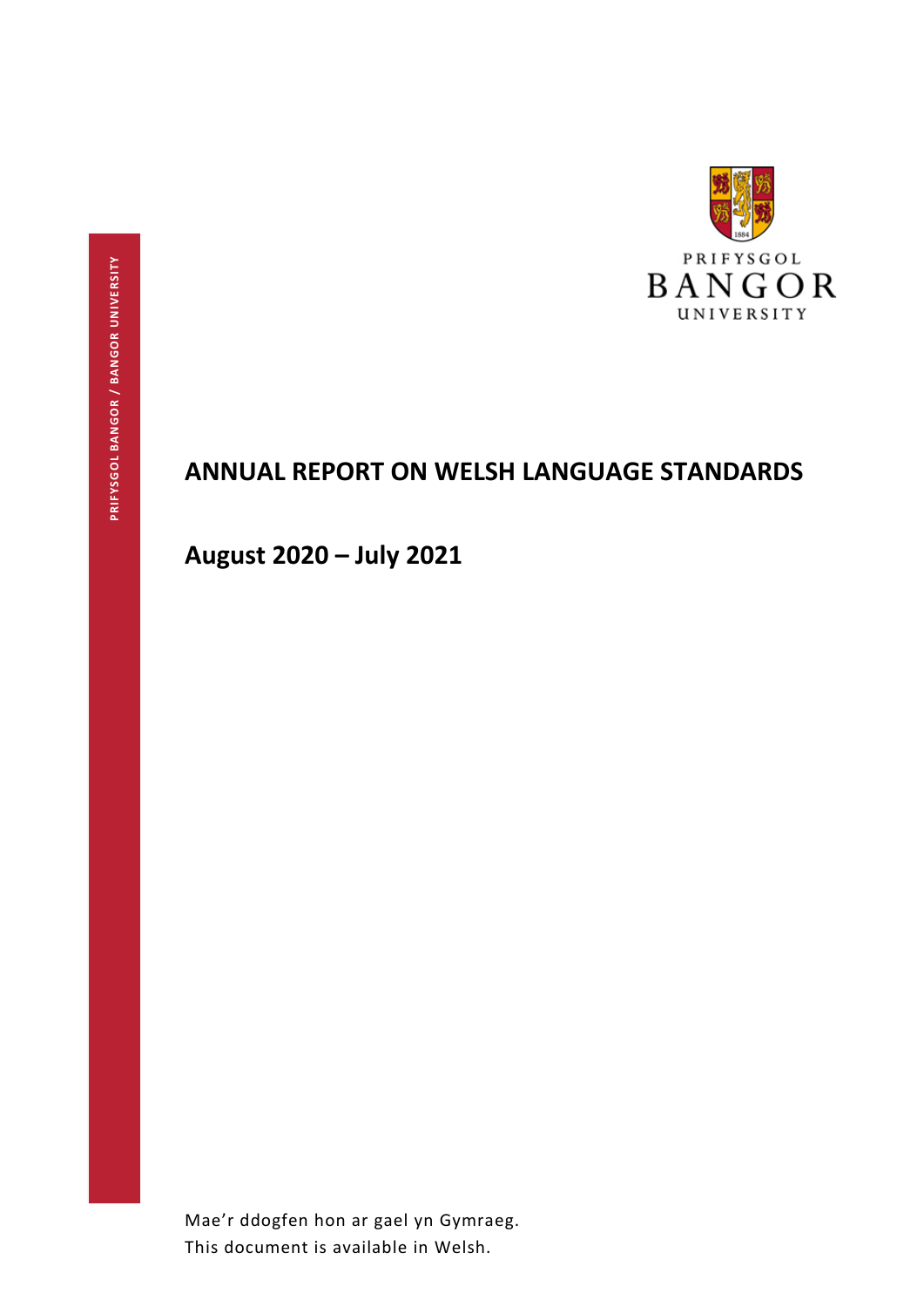PRIFYSGOL BANGOR / BANGOR UNIVERSITY

PRIFYSGOL
BANGOR
UNIVERSITY

# ANNUAL REPORT ON WELSH LANGUAGE STANDARDS

## August 2020 – July 2021

Mae'r ddogfen hon ar gael yn Gymraeg.
This document is available in Welsh.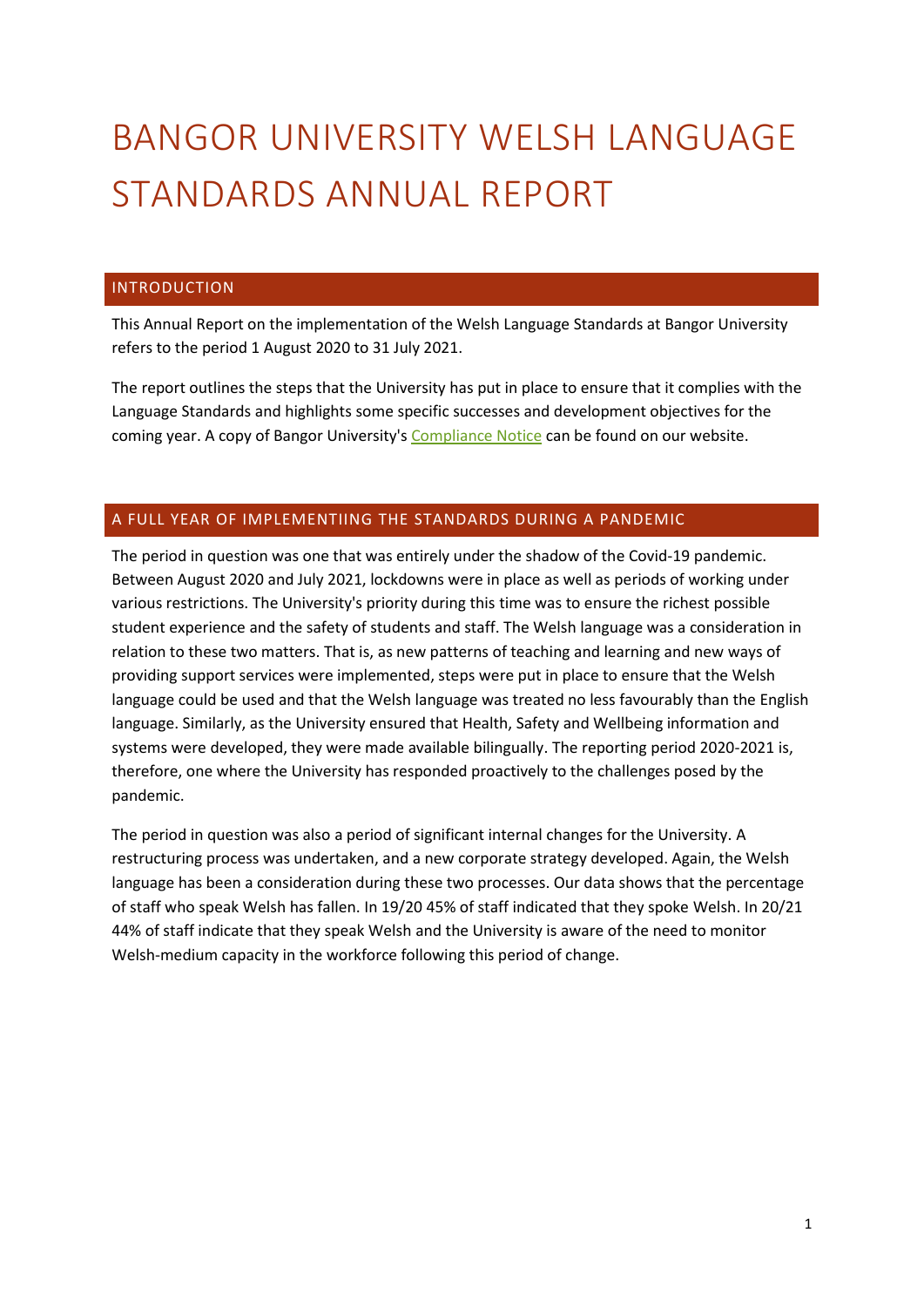# BANGOR UNIVERSITY WELSH LANGUAGE STANDARDS ANNUAL REPORT

## INTRODUCTION

This Annual Report on the implementation of the Welsh Language Standards at Bangor University refers to the period 1 August 2020 to 31 July 2021.

The report outlines the steps that the University has put in place to ensure that it complies with the Language Standards and highlights some specific successes and development objectives for the coming year. A copy of Bangor University's [Compliance Notice]() can be found on our website.

## A FULL YEAR OF IMPLEMENTIING THE STANDARDS DURING A PANDEMIC

The period in question was one that was entirely under the shadow of the Covid-19 pandemic. Between August 2020 and July 2021, lockdowns were in place as well as periods of working under various restrictions. The University's priority during this time was to ensure the richest possible student experience and the safety of students and staff. The Welsh language was a consideration in relation to these two matters. That is, as new patterns of teaching and learning and new ways of providing support services were implemented, steps were put in place to ensure that the Welsh language could be used and that the Welsh language was treated no less favourably than the English language. Similarly, as the University ensured that Health, Safety and Wellbeing information and systems were developed, they were made available bilingually. The reporting period 2020-2021 is, therefore, one where the University has responded proactively to the challenges posed by the pandemic.

The period in question was also a period of significant internal changes for the University. A restructuring process was undertaken, and a new corporate strategy developed. Again, the Welsh language has been a consideration during these two processes. Our data shows that the percentage of staff who speak Welsh has fallen. In 19/20 45% of staff indicated that they spoke Welsh. In 20/21 44% of staff indicate that they speak Welsh and the University is aware of the need to monitor Welsh-medium capacity in the workforce following this period of change.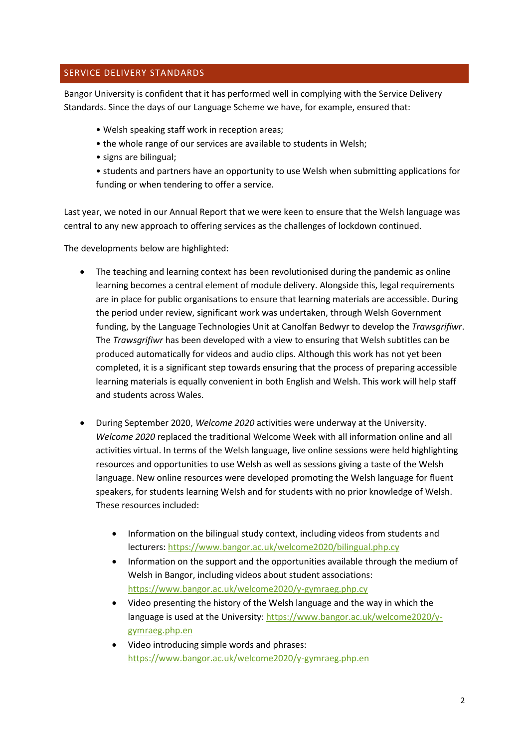## SERVICE DELIVERY STANDARDS

Bangor University is confident that it has performed well in complying with the Service Delivery Standards. Since the days of our Language Scheme we have, for example, ensured that:

- Welsh speaking staff work in reception areas;
- the whole range of our services are available to students in Welsh;
- signs are bilingual;
- students and partners have an opportunity to use Welsh when submitting applications for funding or when tendering to offer a service.

Last year, we noted in our Annual Report that we were keen to ensure that the Welsh language was central to any new approach to offering services as the challenges of lockdown continued.

The developments below are highlighted:

- The teaching and learning context has been revolutionised during the pandemic as online learning becomes a central element of module delivery. Alongside this, legal requirements are in place for public organisations to ensure that learning materials are accessible. During the period under review, significant work was undertaken, through Welsh Government funding, by the Language Technologies Unit at Canolfan Bedwyr to develop the *Trawsgrifiwr*. The *Trawsgrifiwr* has been developed with a view to ensuring that Welsh subtitles can be produced automatically for videos and audio clips. Although this work has not yet been completed, it is a significant step towards ensuring that the process of preparing accessible learning materials is equally convenient in both English and Welsh. This work will help staff and students across Wales.

- During September 2020, *Welcome 2020* activities were underway at the University. *Welcome 2020* replaced the traditional Welcome Week with all information online and all activities virtual. In terms of the Welsh language, live online sessions were held highlighting resources and opportunities to use Welsh as well as sessions giving a taste of the Welsh language. New online resources were developed promoting the Welsh language for fluent speakers, for students learning Welsh and for students with no prior knowledge of Welsh. These resources included:

    - Information on the bilingual study context, including videos from students and lecturers: https://www.bangor.ac.uk/welcome2020/bilingual.php.cy
    - Information on the support and the opportunities available through the medium of Welsh in Bangor, including videos about student associations: https://www.bangor.ac.uk/welcome2020/y-gymraeg.php.cy
    - Video presenting the history of the Welsh language and the way in which the language is used at the University: https://www.bangor.ac.uk/welcome2020/y-gymraeg.php.en
    - Video introducing simple words and phrases: https://www.bangor.ac.uk/welcome2020/y-gymraeg.php.en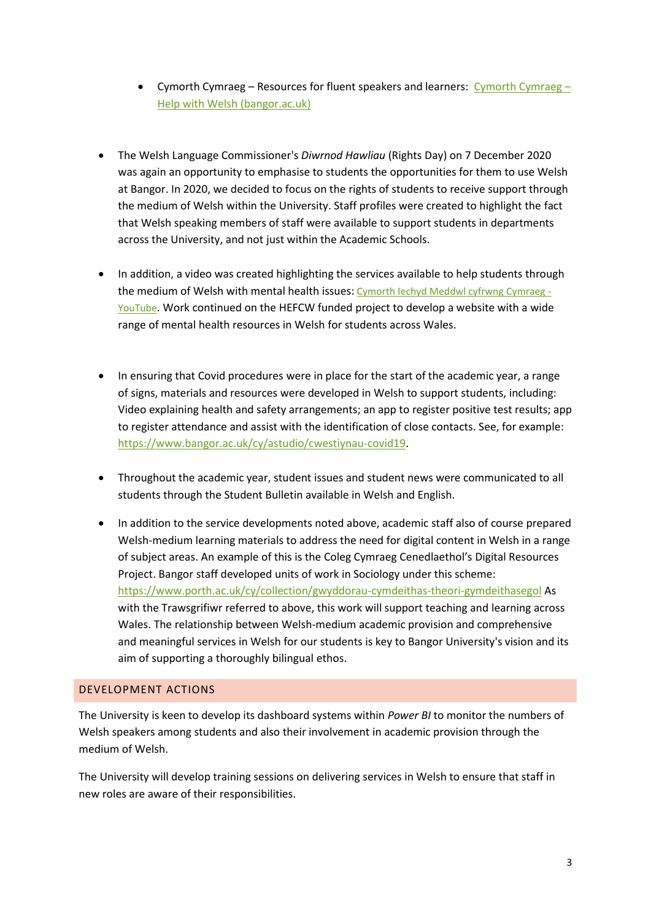- Cymorth Cymraeg – Resources for fluent speakers and learners: [Cymorth Cymraeg – Help with Welsh (bangor.ac.uk)]

- The Welsh Language Commissioner's *Diwrnod Hawliau* (Rights Day) on 7 December 2020 was again an opportunity to emphasise to students the opportunities for them to use Welsh at Bangor. In 2020, we decided to focus on the rights of students to receive support through the medium of Welsh within the University. Staff profiles were created to highlight the fact that Welsh speaking members of staff were available to support students in departments across the University, and not just within the Academic Schools.

- In addition, a video was created highlighting the services available to help students through the medium of Welsh with mental health issues: [Cymorth Iechyd Meddwl cyfrwng Cymraeg - YouTube]. Work continued on the HEFCW funded project to develop a website with a wide range of mental health resources in Welsh for students across Wales.

- In ensuring that Covid procedures were in place for the start of the academic year, a range of signs, materials and resources were developed in Welsh to support students, including: Video explaining health and safety arrangements; an app to register positive test results; app to register attendance and assist with the identification of close contacts. See, for example: https://www.bangor.ac.uk/cy/astudio/cwestiynau-covid19.

- Throughout the academic year, student issues and student news were communicated to all students through the Student Bulletin available in Welsh and English.

- In addition to the service developments noted above, academic staff also of course prepared Welsh-medium learning materials to address the need for digital content in Welsh in a range of subject areas. An example of this is the Coleg Cymraeg Cenedlaethol's Digital Resources Project. Bangor staff developed units of work in Sociology under this scheme: https://www.porth.ac.uk/cy/collection/gwyddorau-cymdeithas-theori-gymdeithasegol As with the Trawsgrifiwr referred to above, this work will support teaching and learning across Wales. The relationship between Welsh-medium academic provision and comprehensive and meaningful services in Welsh for our students is key to Bangor University's vision and its aim of supporting a thoroughly bilingual ethos.

## DEVELOPMENT ACTIONS

The University is keen to develop its dashboard systems within *Power BI* to monitor the numbers of Welsh speakers among students and also their involvement in academic provision through the medium of Welsh.

The University will develop training sessions on delivering services in Welsh to ensure that staff in new roles are aware of their responsibilities.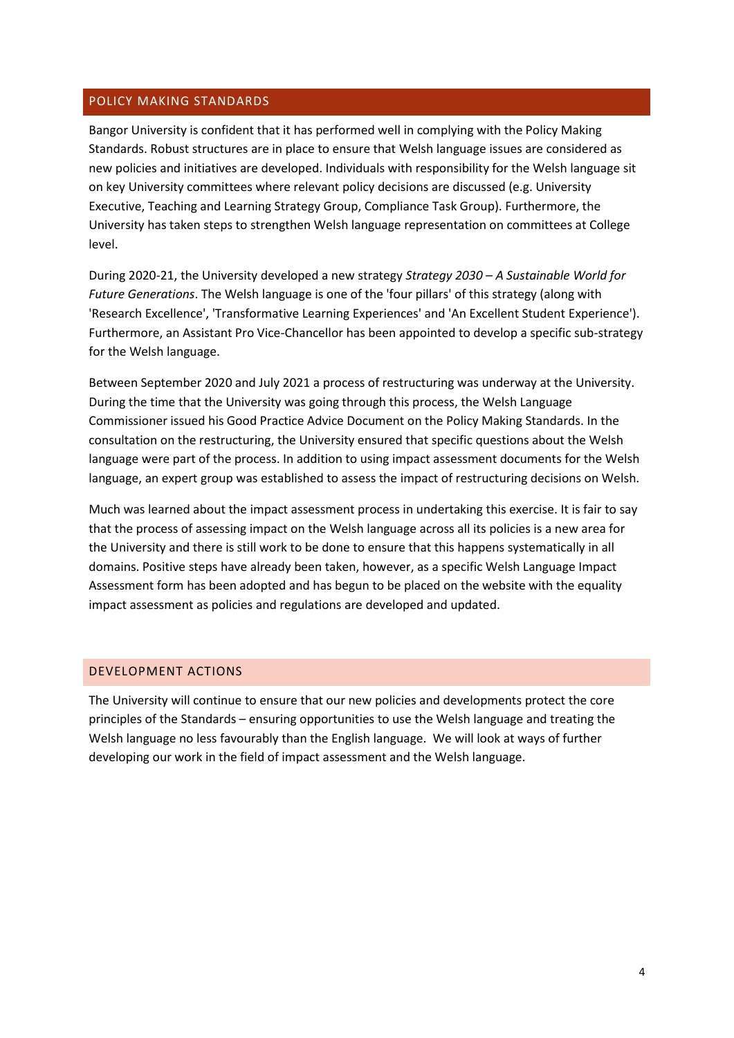## POLICY MAKING STANDARDS

Bangor University is confident that it has performed well in complying with the Policy Making Standards. Robust structures are in place to ensure that Welsh language issues are considered as new policies and initiatives are developed. Individuals with responsibility for the Welsh language sit on key University committees where relevant policy decisions are discussed (e.g. University Executive, Teaching and Learning Strategy Group, Compliance Task Group). Furthermore, the University has taken steps to strengthen Welsh language representation on committees at College level.

During 2020-21, the University developed a new strategy *Strategy 2030 – A Sustainable World for Future Generations*. The Welsh language is one of the 'four pillars' of this strategy (along with 'Research Excellence', 'Transformative Learning Experiences' and 'An Excellent Student Experience'). Furthermore, an Assistant Pro Vice-Chancellor has been appointed to develop a specific sub-strategy for the Welsh language.

Between September 2020 and July 2021 a process of restructuring was underway at the University. During the time that the University was going through this process, the Welsh Language Commissioner issued his Good Practice Advice Document on the Policy Making Standards. In the consultation on the restructuring, the University ensured that specific questions about the Welsh language were part of the process. In addition to using impact assessment documents for the Welsh language, an expert group was established to assess the impact of restructuring decisions on Welsh.

Much was learned about the impact assessment process in undertaking this exercise. It is fair to say that the process of assessing impact on the Welsh language across all its policies is a new area for the University and there is still work to be done to ensure that this happens systematically in all domains. Positive steps have already been taken, however, as a specific Welsh Language Impact Assessment form has been adopted and has begun to be placed on the website with the equality impact assessment as policies and regulations are developed and updated.

## DEVELOPMENT ACTIONS

The University will continue to ensure that our new policies and developments protect the core principles of the Standards – ensuring opportunities to use the Welsh language and treating the Welsh language no less favourably than the English language. We will look at ways of further developing our work in the field of impact assessment and the Welsh language.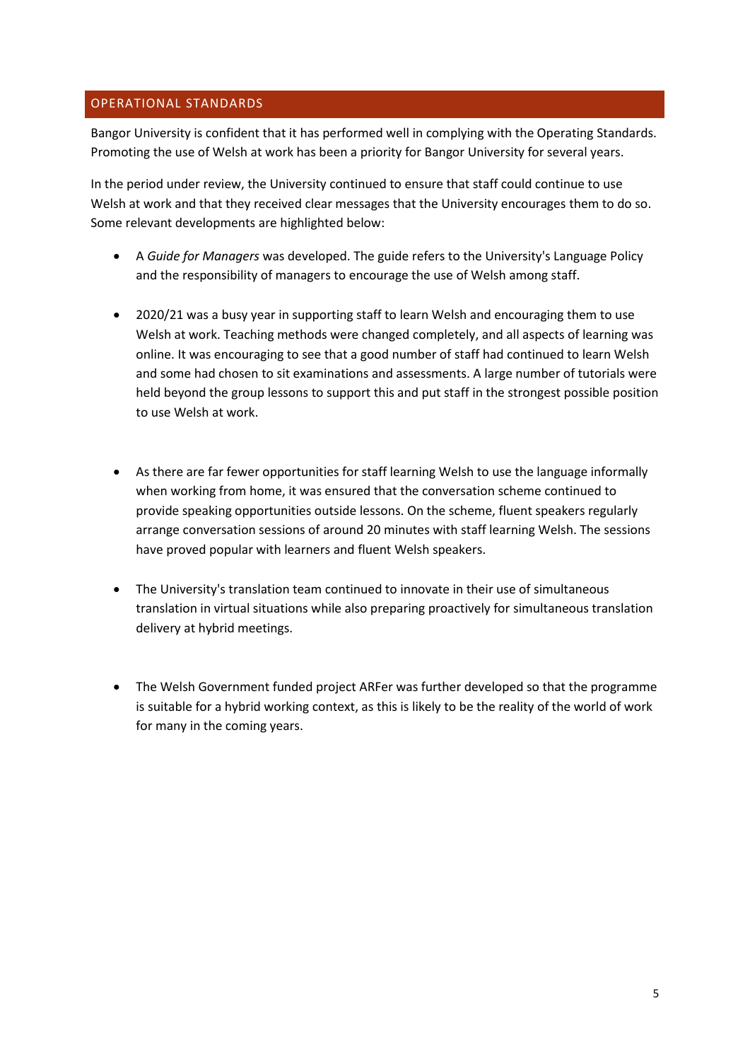## OPERATIONAL STANDARDS

Bangor University is confident that it has performed well in complying with the Operating Standards. Promoting the use of Welsh at work has been a priority for Bangor University for several years.

In the period under review, the University continued to ensure that staff could continue to use Welsh at work and that they received clear messages that the University encourages them to do so. Some relevant developments are highlighted below:

- A *Guide for Managers* was developed. The guide refers to the University's Language Policy and the responsibility of managers to encourage the use of Welsh among staff.
- 2020/21 was a busy year in supporting staff to learn Welsh and encouraging them to use Welsh at work. Teaching methods were changed completely, and all aspects of learning was online. It was encouraging to see that a good number of staff had continued to learn Welsh and some had chosen to sit examinations and assessments. A large number of tutorials were held beyond the group lessons to support this and put staff in the strongest possible position to use Welsh at work.
- As there are far fewer opportunities for staff learning Welsh to use the language informally when working from home, it was ensured that the conversation scheme continued to provide speaking opportunities outside lessons. On the scheme, fluent speakers regularly arrange conversation sessions of around 20 minutes with staff learning Welsh. The sessions have proved popular with learners and fluent Welsh speakers.
- The University's translation team continued to innovate in their use of simultaneous translation in virtual situations while also preparing proactively for simultaneous translation delivery at hybrid meetings.
- The Welsh Government funded project ARFer was further developed so that the programme is suitable for a hybrid working context, as this is likely to be the reality of the world of work for many in the coming years.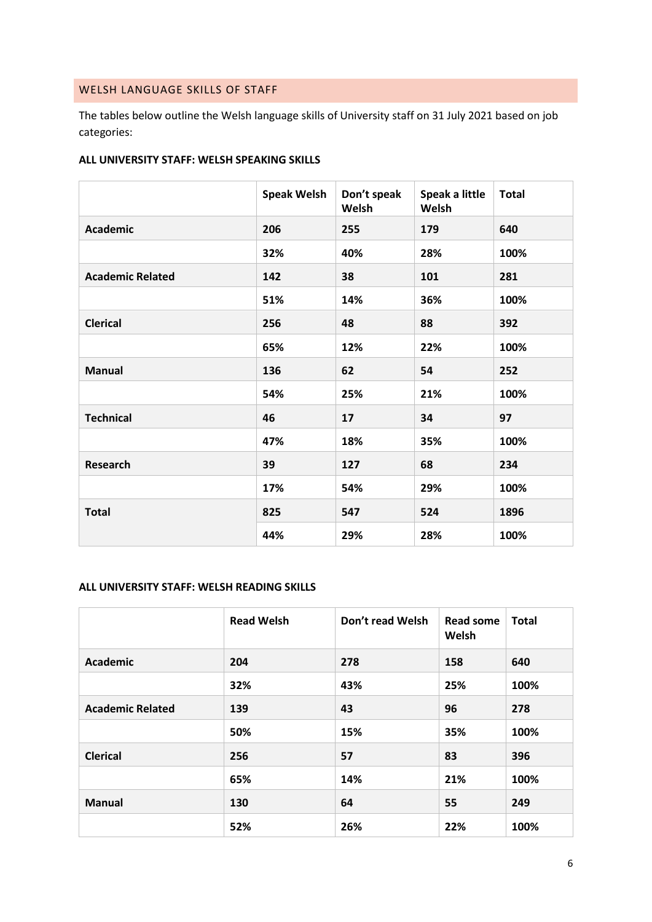## WELSH LANGUAGE SKILLS OF STAFF

The tables below outline the Welsh language skills of University staff on 31 July 2021 based on job categories:

**ALL UNIVERSITY STAFF: WELSH SPEAKING SKILLS**

| | Speak Welsh | Don't speak Welsh | Speak a little Welsh | Total |
|---|---|---|---|---|
| **Academic** | 206 | 255 | 179 | 640 |
| | 32% | 40% | 28% | 100% |
| **Academic Related** | 142 | 38 | 101 | 281 |
| | 51% | 14% | 36% | 100% |
| **Clerical** | 256 | 48 | 88 | 392 |
| | 65% | 12% | 22% | 100% |
| **Manual** | 136 | 62 | 54 | 252 |
| | 54% | 25% | 21% | 100% |
| **Technical** | 46 | 17 | 34 | 97 |
| | 47% | 18% | 35% | 100% |
| **Research** | 39 | 127 | 68 | 234 |
| | 17% | 54% | 29% | 100% |
| **Total** | 825 | 547 | 524 | 1896 |
| | 44% | 29% | 28% | 100% |

**ALL UNIVERSITY STAFF: WELSH READING SKILLS**

| | Read Welsh | Don't read Welsh | Read some Welsh | Total |
|---|---|---|---|---|
| **Academic** | 204 | 278 | 158 | 640 |
| | 32% | 43% | 25% | 100% |
| **Academic Related** | 139 | 43 | 96 | 278 |
| | 50% | 15% | 35% | 100% |
| **Clerical** | 256 | 57 | 83 | 396 |
| | 65% | 14% | 21% | 100% |
| **Manual** | 130 | 64 | 55 | 249 |
| | 52% | 26% | 22% | 100% |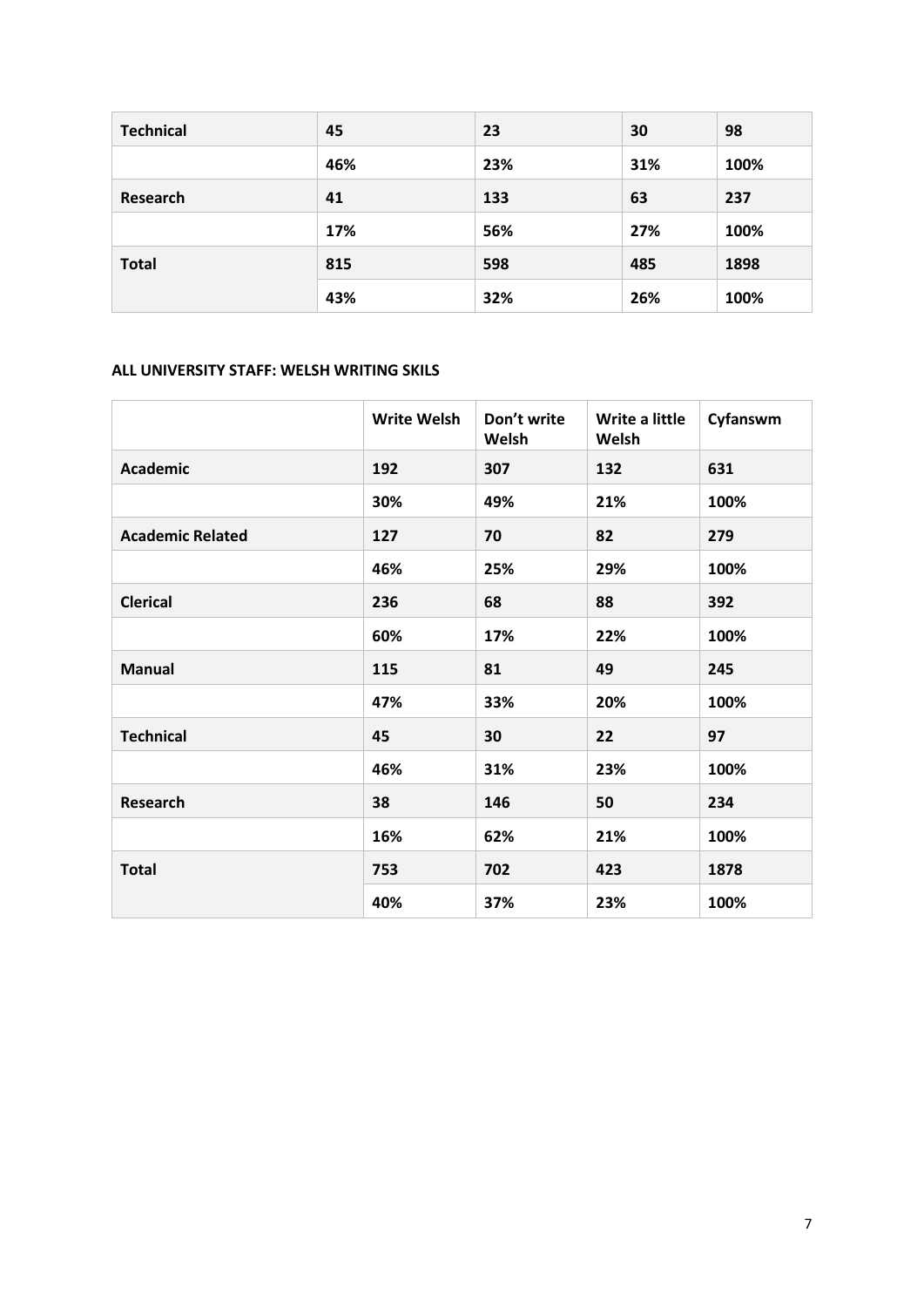| Technical | 45 | 23 | 30 | 98 |
| --- | --- | --- | --- | --- |
| | 46% | 23% | 31% | 100% |
| Research | 41 | 133 | 63 | 237 |
| | 17% | 56% | 27% | 100% |
| Total | 815 | 598 | 485 | 1898 |
| | 43% | 32% | 26% | 100% |

**ALL UNIVERSITY STAFF: WELSH WRITING SKILS**

| | Write Welsh | Don't write Welsh | Write a little Welsh | Cyfanswm |
| --- | --- | --- | --- | --- |
| **Academic** | 192 | 307 | 132 | 631 |
| | 30% | 49% | 21% | 100% |
| **Academic Related** | 127 | 70 | 82 | 279 |
| | 46% | 25% | 29% | 100% |
| **Clerical** | 236 | 68 | 88 | 392 |
| | 60% | 17% | 22% | 100% |
| **Manual** | 115 | 81 | 49 | 245 |
| | 47% | 33% | 20% | 100% |
| **Technical** | 45 | 30 | 22 | 97 |
| | 46% | 31% | 23% | 100% |
| **Research** | 38 | 146 | 50 | 234 |
| | 16% | 62% | 21% | 100% |
| **Total** | 753 | 702 | 423 | 1878 |
| | 40% | 37% | 23% | 100% |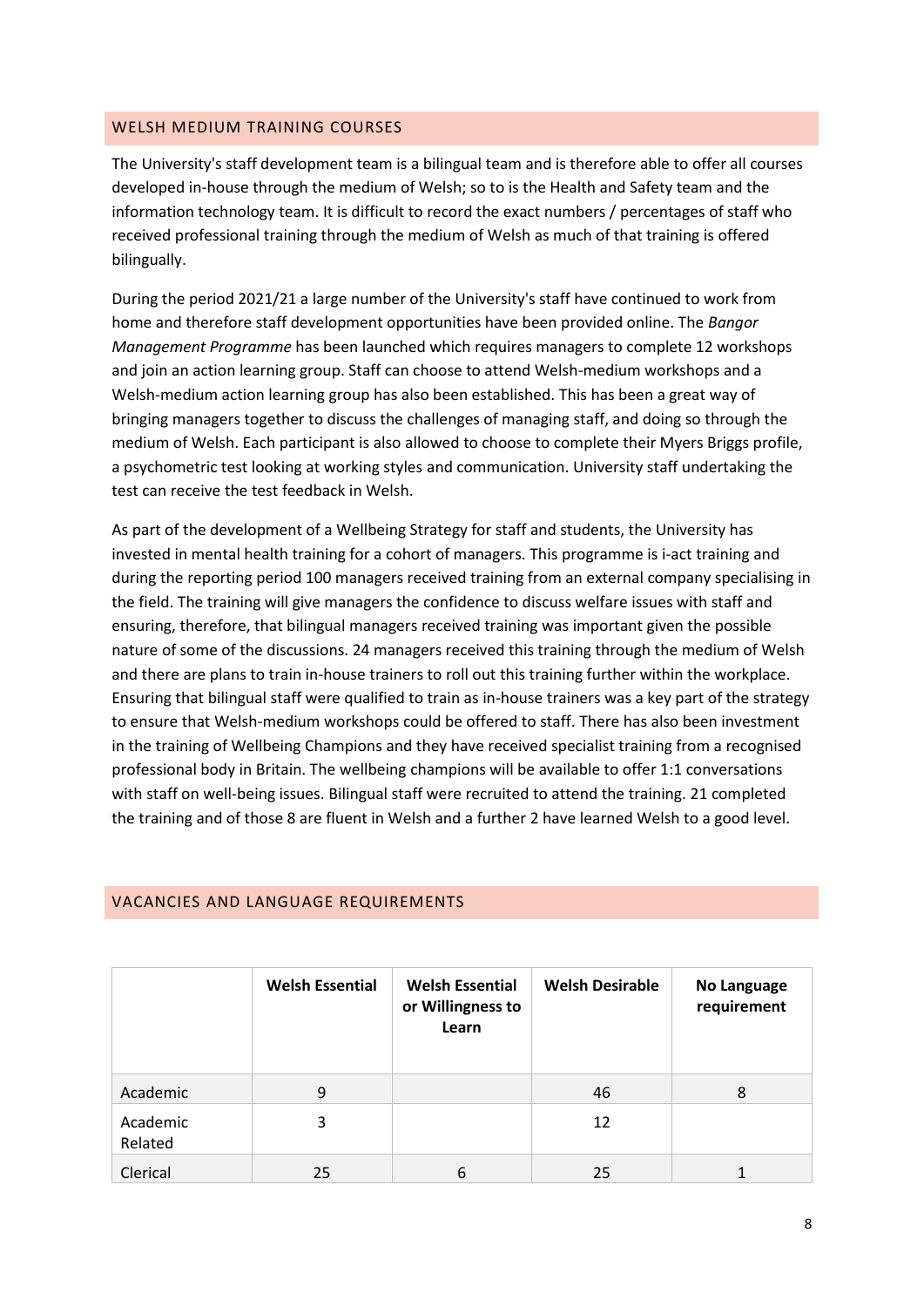## WELSH MEDIUM TRAINING COURSES

The University's staff development team is a bilingual team and is therefore able to offer all courses developed in-house through the medium of Welsh; so to is the Health and Safety team and the information technology team. It is difficult to record the exact numbers / percentages of staff who received professional training through the medium of Welsh as much of that training is offered bilingually.

During the period 2021/21 a large number of the University's staff have continued to work from home and therefore staff development opportunities have been provided online. The *Bangor Management Programme* has been launched which requires managers to complete 12 workshops and join an action learning group. Staff can choose to attend Welsh-medium workshops and a Welsh-medium action learning group has also been established. This has been a great way of bringing managers together to discuss the challenges of managing staff, and doing so through the medium of Welsh. Each participant is also allowed to choose to complete their Myers Briggs profile, a psychometric test looking at working styles and communication. University staff undertaking the test can receive the test feedback in Welsh.

As part of the development of a Wellbeing Strategy for staff and students, the University has invested in mental health training for a cohort of managers. This programme is i-act training and during the reporting period 100 managers received training from an external company specialising in the field. The training will give managers the confidence to discuss welfare issues with staff and ensuring, therefore, that bilingual managers received training was important given the possible nature of some of the discussions. 24 managers received this training through the medium of Welsh and there are plans to train in-house trainers to roll out this training further within the workplace. Ensuring that bilingual staff were qualified to train as in-house trainers was a key part of the strategy to ensure that Welsh-medium workshops could be offered to staff. There has also been investment in the training of Wellbeing Champions and they have received specialist training from a recognised professional body in Britain. The wellbeing champions will be available to offer 1:1 conversations with staff on well-being issues. Bilingual staff were recruited to attend the training. 21 completed the training and of those 8 are fluent in Welsh and a further 2 have learned Welsh to a good level.

## VACANCIES AND LANGUAGE REQUIREMENTS

| | Welsh Essential | Welsh Essential or Willingness to Learn | Welsh Desirable | No Language requirement |
|---|---|---|---|---|
| Academic | 9 | | 46 | 8 |
| Academic Related | 3 | | 12 | |
| Clerical | 25 | 6 | 25 | 1 |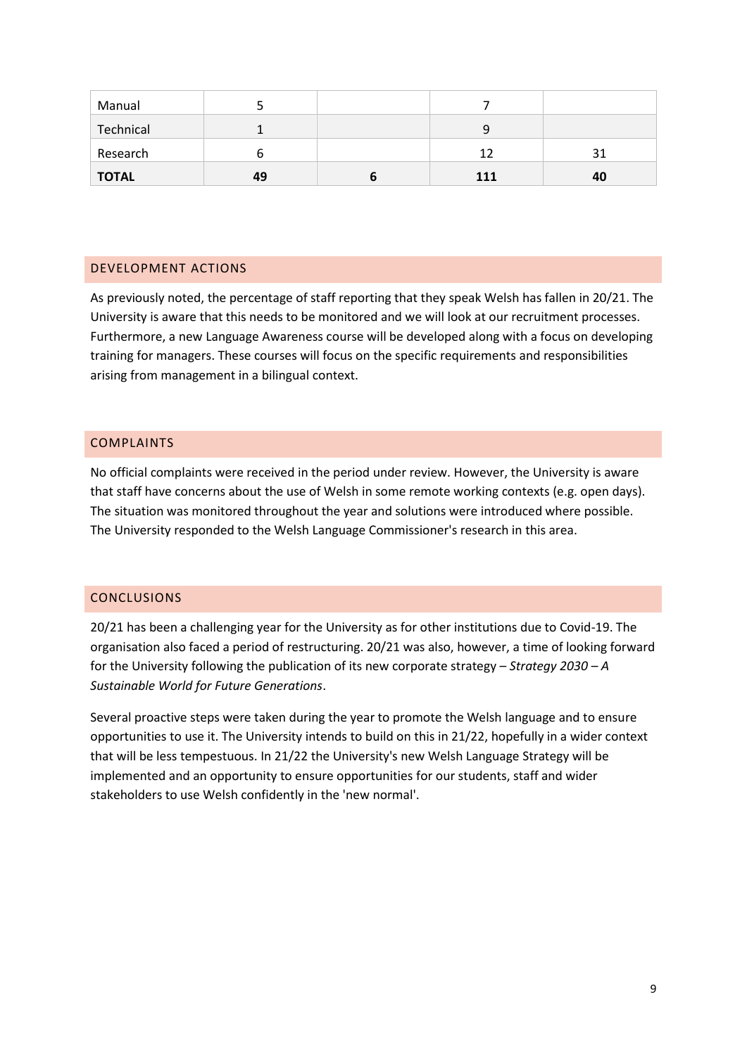| Manual | 5 | | 7 | |
|---|---|---|---|---|
| Technical | 1 | | 9 | |
| Research | 6 | | 12 | 31 |
| **TOTAL** | **49** | **6** | **111** | **40** |

## DEVELOPMENT ACTIONS

As previously noted, the percentage of staff reporting that they speak Welsh has fallen in 20/21. The University is aware that this needs to be monitored and we will look at our recruitment processes. Furthermore, a new Language Awareness course will be developed along with a focus on developing training for managers. These courses will focus on the specific requirements and responsibilities arising from management in a bilingual context.

## COMPLAINTS

No official complaints were received in the period under review. However, the University is aware that staff have concerns about the use of Welsh in some remote working contexts (e.g. open days). The situation was monitored throughout the year and solutions were introduced where possible. The University responded to the Welsh Language Commissioner's research in this area.

## CONCLUSIONS

20/21 has been a challenging year for the University as for other institutions due to Covid-19. The organisation also faced a period of restructuring. 20/21 was also, however, a time of looking forward for the University following the publication of its new corporate strategy – *Strategy 2030 – A Sustainable World for Future Generations*.

Several proactive steps were taken during the year to promote the Welsh language and to ensure opportunities to use it. The University intends to build on this in 21/22, hopefully in a wider context that will be less tempestuous. In 21/22 the University's new Welsh Language Strategy will be implemented and an opportunity to ensure opportunities for our students, staff and wider stakeholders to use Welsh confidently in the 'new normal'.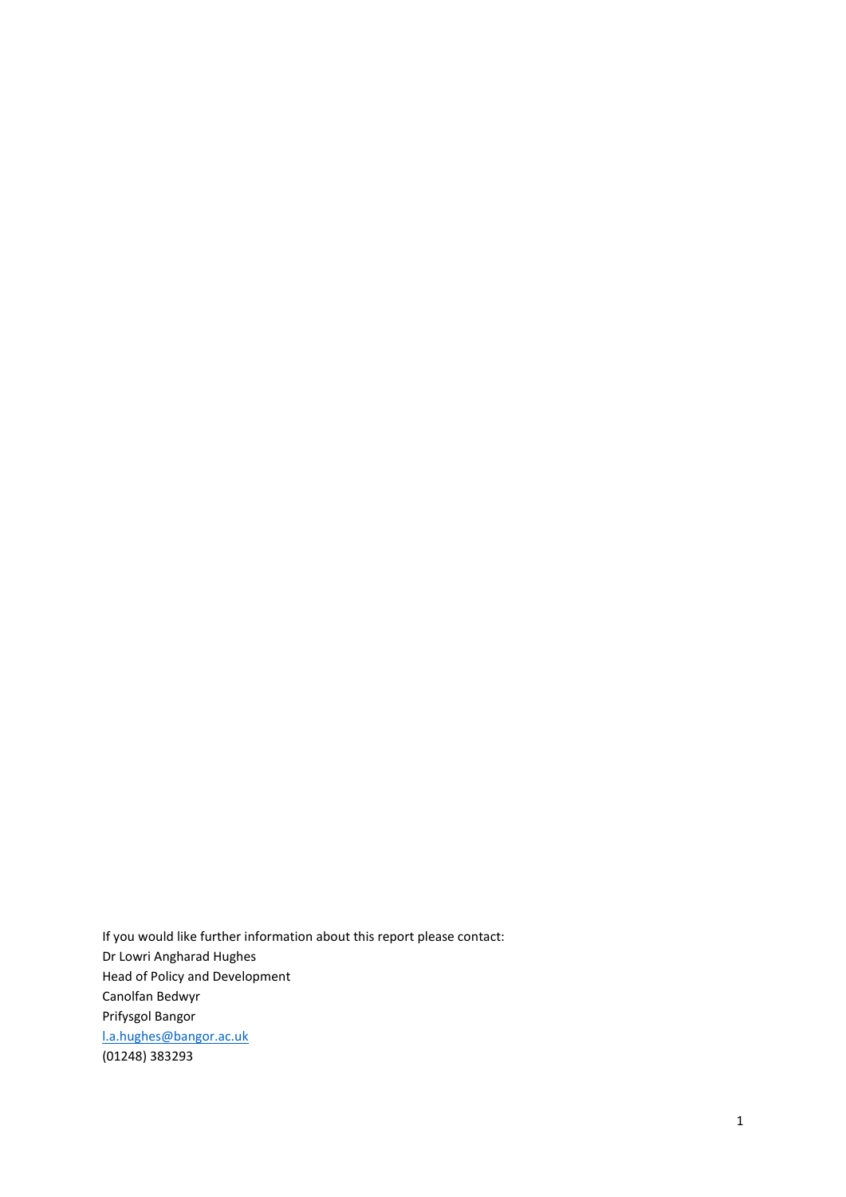If you would like further information about this report please contact:
Dr Lowri Angharad Hughes
Head of Policy and Development
Canolfan Bedwyr
Prifysgol Bangor
l.a.hughes@bangor.ac.uk
(01248) 383293